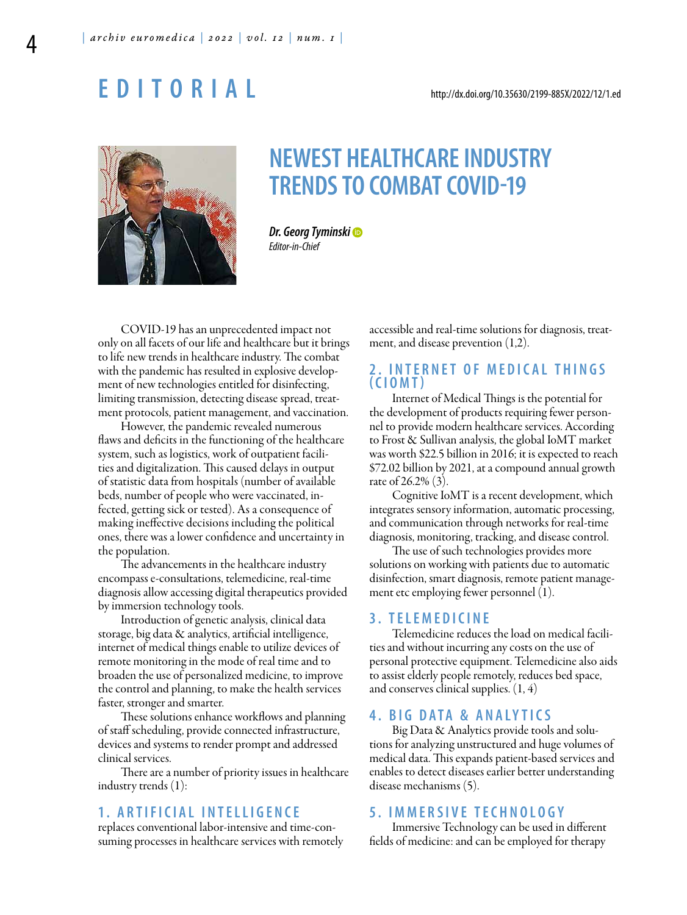# EDITORIAL

http://dx.doi.org/10.35630/2199-885X/2022/12/1.ed

## NEWEST HEALTHCARE INDUSTRY TRENDS TO COMBAT COVID-19

***Dr. Georg Tyminski***
*Editor-in-Chief*

COVID-19 has an unprecedented impact not only on all facets of our life and healthcare but it brings to life new trends in healthcare industry. The combat with the pandemic has resulted in explosive development of new technologies entitled for disinfecting, limiting transmission, detecting disease spread, treatment protocols, patient management, and vaccination.

However, the pandemic revealed numerous flaws and deficits in the functioning of the healthcare system, such as logistics, work of outpatient facilities and digitalization. This caused delays in output of statistic data from hospitals (number of available beds, number of people who were vaccinated, infected, getting sick or tested). As a consequence of making ineffective decisions including the political ones, there was a lower confidence and uncertainty in the population.

The advancements in the healthcare industry encompass e-consultations, telemedicine, real-time diagnosis allow accessing digital therapeutics provided by immersion technology tools.

Introduction of genetic analysis, clinical data storage, big data & analytics, artificial intelligence, internet of medical things enable to utilize devices of remote monitoring in the mode of real time and to broaden the use of personalized medicine, to improve the control and planning, to make the health services faster, stronger and smarter.

These solutions enhance workflows and planning of staff scheduling, provide connected infrastructure, devices and systems to render prompt and addressed clinical services.

There are a number of priority issues in healthcare industry trends (1):

### 1. ARTIFICIAL INTELLIGENCE

replaces conventional labor-intensive and time-consuming processes in healthcare services with remotely accessible and real-time solutions for diagnosis, treatment, and disease prevention (1,2).

### 2. INTERNET OF MEDICAL THINGS (CIOMT)

Internet of Medical Things is the potential for the development of products requiring fewer personnel to provide modern healthcare services. According to Frost & Sullivan analysis, the global IoMT market was worth \$22.5 billion in 2016; it is expected to reach \$72.02 billion by 2021, at a compound annual growth rate of 26.2% (3).

Cognitive IoMT is a recent development, which integrates sensory information, automatic processing, and communication through networks for real-time diagnosis, monitoring, tracking, and disease control.

The use of such technologies provides more solutions on working with patients due to automatic disinfection, smart diagnosis, remote patient management etc employing fewer personnel (1).

### 3. TELEMEDICINE

Telemedicine reduces the load on medical facilities and without incurring any costs on the use of personal protective equipment. Telemedicine also aids to assist elderly people remotely, reduces bed space, and conserves clinical supplies. (1, 4)

### 4. BIG DATA & ANALYTICS

Big Data & Analytics provide tools and solutions for analyzing unstructured and huge volumes of medical data. This expands patient-based services and enables to detect diseases earlier better understanding disease mechanisms (5).

### 5. IMMERSIVE TECHNOLOGY

Immersive Technology can be used in different fields of medicine: and can be employed for therapy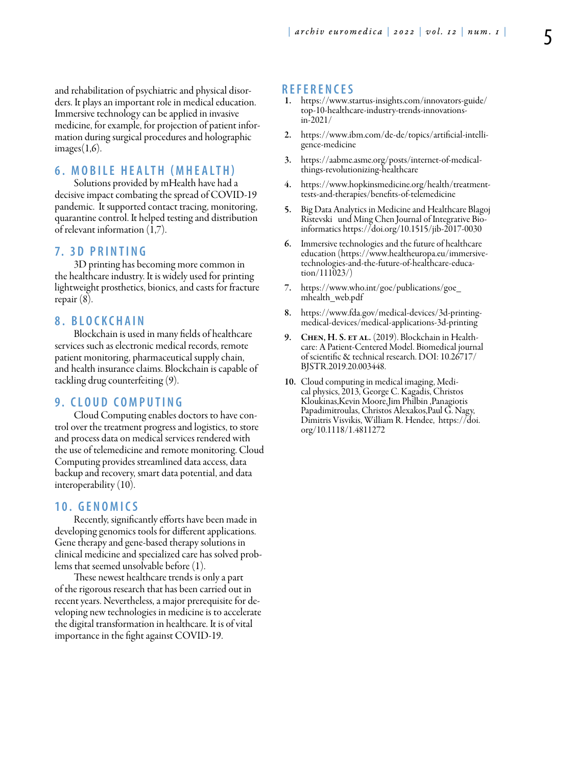and rehabilitation of psychiatric and physical disorders. It plays an important role in medical education. Immersive technology can be applied in invasive medicine, for example, for projection of patient information during surgical procedures and holographic images(1,6).

## 6. MOBILE HEALTH (MHEALTH)

Solutions provided by mHealth have had a decisive impact combating the spread of COVID-19 pandemic. It supported contact tracing, monitoring, quarantine control. It helped testing and distribution of relevant information (1,7).

## 7. 3D PRINTING

3D printing has becoming more common in the healthcare industry. It is widely used for printing lightweight prosthetics, bionics, and casts for fracture repair (8).

## 8. BLOCKCHAIN

Blockchain is used in many fields of healthcare services such as electronic medical records, remote patient monitoring, pharmaceutical supply chain, and health insurance claims. Blockchain is capable of tackling drug counterfeiting (9).

## 9. CLOUD COMPUTING

Cloud Computing enables doctors to have control over the treatment progress and logistics, to store and process data on medical services rendered with the use of telemedicine and remote monitoring. Cloud Computing provides streamlined data access, data backup and recovery, smart data potential, and data interoperability (10).

## 10. GENOMICS

Recently, significantly efforts have been made in developing genomics tools for different applications. Gene therapy and gene-based therapy solutions in clinical medicine and specialized care has solved problems that seemed unsolvable before (1).

These newest healthcare trends is only a part of the rigorous research that has been carried out in recent years. Nevertheless, a major prerequisite for developing new technologies in medicine is to accelerate the digital transformation in healthcare. It is of vital importance in the fight against COVID-19.

## REFERENCES

1. https://www.startus-insights.com/innovators-guide/top-10-healthcare-industry-trends-innovations-in-2021/
2. https://www.ibm.com/de-de/topics/artificial-intelligence-medicine
3. https://aabme.asme.org/posts/internet-of-medical-things-revolutionizing-healthcare
4. https://www.hopkinsmedicine.org/health/treatment-tests-and-therapies/benefits-of-telemedicine
5. Big Data Analytics in Medicine and Healthcare Blagoj Ristevski und Ming Chen Journal of Integrative Bioinformatics https://doi.org/10.1515/jib-2017-0030
6. Immersive technologies and the future of healthcare education (https://www.healtheuropa.eu/immersive-technologies-and-the-future-of-healthcare-education/111023/)
7. https://www.who.int/goe/publications/goe_mhealth_web.pdf
8. https://www.fda.gov/medical-devices/3d-printing-medical-devices/medical-applications-3d-printing
9. **Chen, H. S. et al.** (2019). Blockchain in Healthcare: A Patient-Centered Model. Biomedical journal of scientific & technical research. DOI: 10.26717/BJSTR.2019.20.003448.
10. Cloud computing in medical imaging, Medical physics, 2013, George C. Kagadis, Christos Kloukinas,Kevin Moore,Jim Philbin ,Panagiotis Papadimitroulas, Christos Alexakos,Paul G. Nagy, Dimitris Visvikis, William R. Hendee, https://doi.org/10.1118/1.4811272